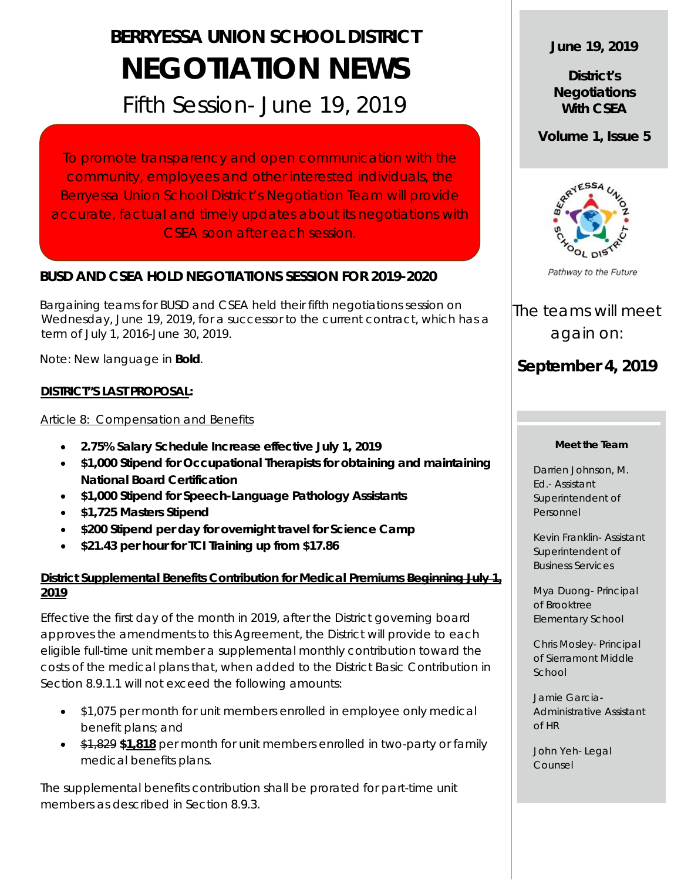# BERRYESSA UNION SCHOOL DISTRICT

# NEGOTIATION NEWS

## Fifth Session- June 19, 2019

To promote transparency and open communication with the community, employees and other interested individuals, the Berryessa Union School District's Negotiation Team will provide accurate, factual and timely updates about its negotiations with CSEA soon after each session.

### BUSD AND CSEA HOLD NEGOTIATIONS SESSION FOR 2019-2020

Bargaining teams for BUSD and CSEA held their fifth negotiations session on Wednesday, June 19, 2019, for a successor to the current contract, which has a term of July 1, 2016-June 30, 2019.

Note: New language in **Bold**.

**DISTRICT'S LAST PROPOSAL:**

Article 8: Compensation and Benefits

- **2.75% Salary Schedule Increase effective July 1, 2019**
- **$1,000 Stipend for Occupational Therapists for obtaining and maintaining National Board Certification**
- **$1,000 Stipend for Speech-Language Pathology Assistants**
- **$1,725 Masters Stipend**
- **$200 Stipend per day for overnight travel for Science Camp**
- **$21.43 per hour for TCI Training up from $17.86**

**District Supplemental Benefits Contribution for Medical Premiums ~~Beginning July 1, 2019~~**

Effective the first day of the month in 2019, after the District governing board approves the amendments to this Agreement, the District will provide to each eligible full-time unit member a supplemental monthly contribution toward the costs of the medical plans that, when added to the District Basic Contribution in Section 8.9.1.1 will not exceed the following amounts:

- $1,075 per month for unit members enrolled in employee only medical benefit plans; and
- ~~$1,829~~ **$1,818** per month for unit members enrolled in two-party or family medical benefits plans.

The supplemental benefits contribution shall be prorated for part-time unit members as described in Section 8.9.3.

**June 19, 2019**

**District's Negotiations With CSEA**

**Volume 1, Issue 5**

Pathway to the Future

The teams will meet again on:

**September 4, 2019**

**Meet the Team**

Darrien Johnson, M. Ed.- Assistant Superintendent of Personnel

Kevin Franklin- Assistant Superintendent of Business Services

Mya Duong- Principal of Brooktree Elementary School

Chris Mosley- Principal of Sierramont Middle School

Jamie Garcia- Administrative Assistant of HR

John Yeh- Legal Counsel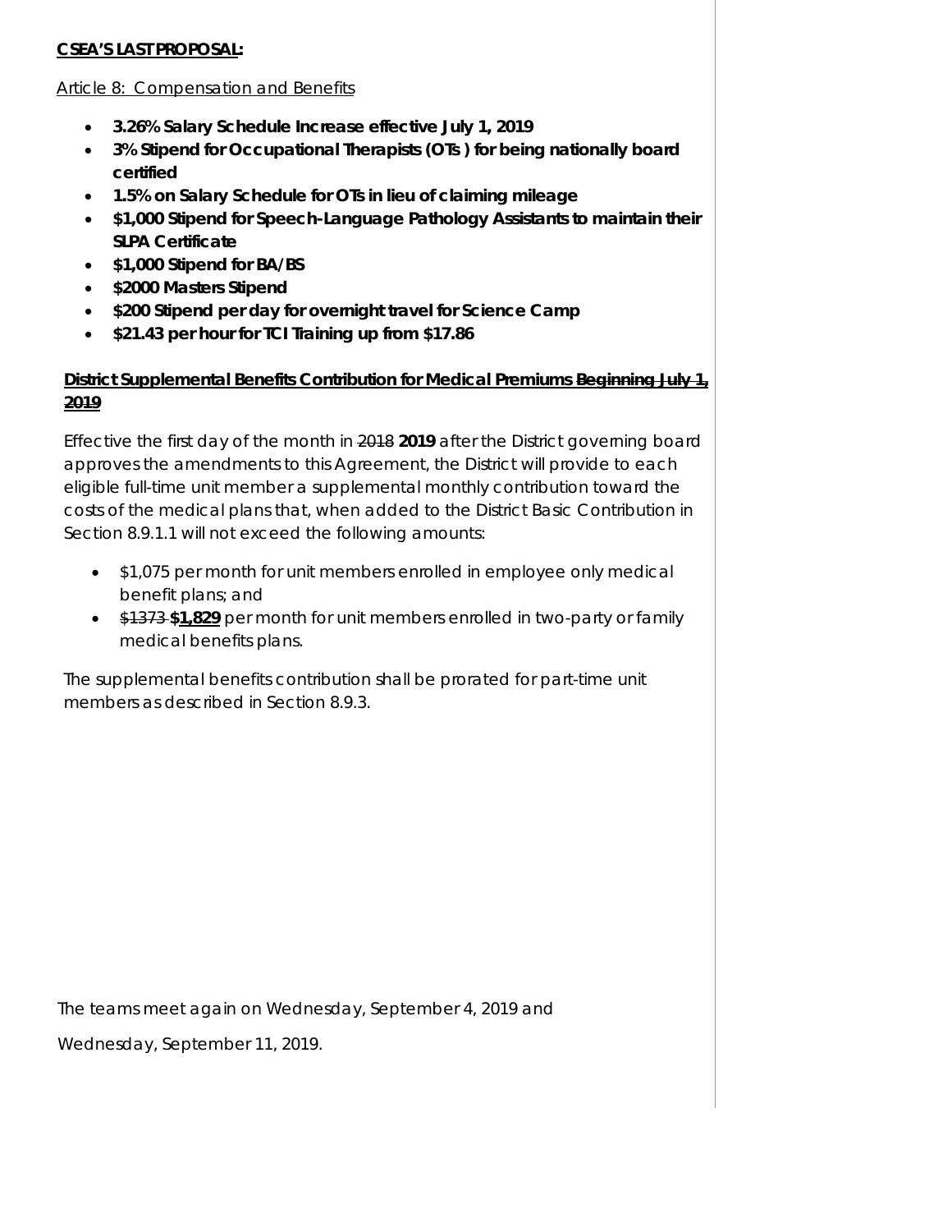**CSEA'S LAST PROPOSAL:**

Article 8: Compensation and Benefits

- **3.26% Salary Schedule Increase effective July 1, 2019**
- **3% Stipend for Occupational Therapists (OTs ) for being nationally board certified**
- **1.5% on Salary Schedule for OTs in lieu of claiming mileage**
- **$1,000 Stipend for Speech-Language Pathology Assistants to maintain their SLPA Certificate**
- **$1,000 Stipend for BA/BS**
- **$2000 Masters Stipend**
- **$200 Stipend per day for overnight travel for Science Camp**
- **$21.43 per hour for TCI Training up from $17.86**

**District Supplemental Benefits Contribution for Medical Premiums ~~Beginning July 1, 2019~~**

Effective the first day of the month in ~~2018~~ **2019** after the District governing board approves the amendments to this Agreement, the District will provide to each eligible full-time unit member a supplemental monthly contribution toward the costs of the medical plans that, when added to the District Basic Contribution in Section 8.9.1.1 will not exceed the following amounts:

- $1,075 per month for unit members enrolled in employee only medical benefit plans; and
- ~~$1373~~ **$1,829** per month for unit members enrolled in two-party or family medical benefits plans.

The supplemental benefits contribution shall be prorated for part-time unit members as described in Section 8.9.3.

The teams meet again on Wednesday, September 4, 2019 and

Wednesday, September 11, 2019.